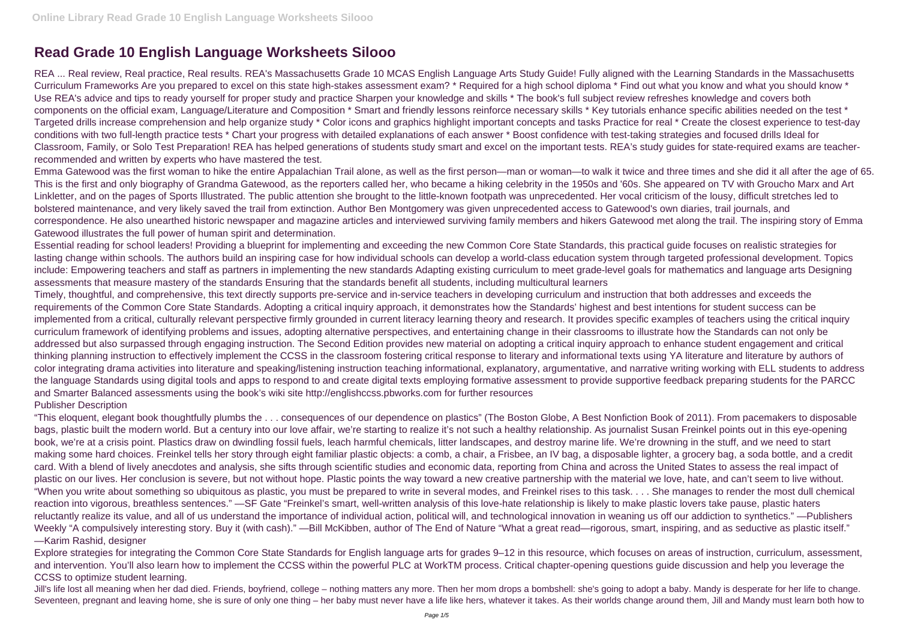# Read Grade 10 English Language Worksheets Silooo

REA ... Real review, Real practice, Real results. REA's Massachusetts Grade 10 MCAS English Language Arts Study Guide! Fully aligned with the Learning Standards in the Massachusetts Curriculum Frameworks Are you prepared to excel on this state high-stakes assessment exam? * Required for a high school diploma * Find out what you know and what you should know * Use REA's advice and tips to ready yourself for proper study and practice Sharpen your knowledge and skills * The book's full subject review refreshes knowledge and covers both components on the official exam, Language/Literature and Composition * Smart and friendly lessons reinforce necessary skills * Key tutorials enhance specific abilities needed on the test * Targeted drills increase comprehension and help organize study * Color icons and graphics highlight important concepts and tasks Practice for real * Create the closest experience to test-day conditions with two full-length practice tests * Chart your progress with detailed explanations of each answer * Boost confidence with test-taking strategies and focused drills Ideal for Classroom, Family, or Solo Test Preparation! REA has helped generations of students study smart and excel on the important tests. REA's study guides for state-required exams are teacher-recommended and written by experts who have mastered the test.

Emma Gatewood was the first woman to hike the entire Appalachian Trail alone, as well as the first person—man or woman—to walk it twice and three times and she did it all after the age of 65. This is the first and only biography of Grandma Gatewood, as the reporters called her, who became a hiking celebrity in the 1950s and '60s. She appeared on TV with Groucho Marx and Art Linkletter, and on the pages of Sports Illustrated. The public attention she brought to the little-known footpath was unprecedented. Her vocal criticism of the lousy, difficult stretches led to bolstered maintenance, and very likely saved the trail from extinction. Author Ben Montgomery was given unprecedented access to Gatewood's own diaries, trail journals, and correspondence. He also unearthed historic newspaper and magazine articles and interviewed surviving family members and hikers Gatewood met along the trail. The inspiring story of Emma Gatewood illustrates the full power of human spirit and determination.

Essential reading for school leaders! Providing a blueprint for implementing and exceeding the new Common Core State Standards, this practical guide focuses on realistic strategies for lasting change within schools. The authors build an inspiring case for how individual schools can develop a world-class education system through targeted professional development. Topics include: Empowering teachers and staff as partners in implementing the new standards Adapting existing curriculum to meet grade-level goals for mathematics and language arts Designing assessments that measure mastery of the standards Ensuring that the standards benefit all students, including multicultural learners

Timely, thoughtful, and comprehensive, this text directly supports pre-service and in-service teachers in developing curriculum and instruction that both addresses and exceeds the requirements of the Common Core State Standards. Adopting a critical inquiry approach, it demonstrates how the Standards' highest and best intentions for student success can be implemented from a critical, culturally relevant perspective firmly grounded in current literacy learning theory and research. It provides specific examples of teachers using the critical inquiry curriculum framework of identifying problems and issues, adopting alternative perspectives, and entertaining change in their classrooms to illustrate how the Standards can not only be addressed but also surpassed through engaging instruction. The Second Edition provides new material on adopting a critical inquiry approach to enhance student engagement and critical thinking planning instruction to effectively implement the CCSS in the classroom fostering critical response to literary and informational texts using YA literature and literature by authors of color integrating drama activities into literature and speaking/listening instruction teaching informational, explanatory, argumentative, and narrative writing working with ELL students to address the language Standards using digital tools and apps to respond to and create digital texts employing formative assessment to provide supportive feedback preparing students for the PARCC and Smarter Balanced assessments using the book's wiki site http://englishccss.pbworks.com for further resources

Publisher Description

"This eloquent, elegant book thoughtfully plumbs the . . . consequences of our dependence on plastics" (The Boston Globe, A Best Nonfiction Book of 2011). From pacemakers to disposable bags, plastic built the modern world. But a century into our love affair, we're starting to realize it's not such a healthy relationship. As journalist Susan Freinkel points out in this eye-opening book, we're at a crisis point. Plastics draw on dwindling fossil fuels, leach harmful chemicals, litter landscapes, and destroy marine life. We're drowning in the stuff, and we need to start making some hard choices. Freinkel tells her story through eight familiar plastic objects: a comb, a chair, a Frisbee, an IV bag, a disposable lighter, a grocery bag, a soda bottle, and a credit card. With a blend of lively anecdotes and analysis, she sifts through scientific studies and economic data, reporting from China and across the United States to assess the real impact of plastic on our lives. Her conclusion is severe, but not without hope. Plastic points the way toward a new creative partnership with the material we love, hate, and can't seem to live without. "When you write about something so ubiquitous as plastic, you must be prepared to write in several modes, and Freinkel rises to this task. . . . She manages to render the most dull chemical reaction into vigorous, breathless sentences." —SF Gate "Freinkel's smart, well-written analysis of this love-hate relationship is likely to make plastic lovers take pause, plastic haters reluctantly realize its value, and all of us understand the importance of individual action, political will, and technological innovation in weaning us off our addiction to synthetics." —Publishers Weekly "A compulsively interesting story. Buy it (with cash)." —Bill McKibben, author of The End of Nature "What a great read—rigorous, smart, inspiring, and as seductive as plastic itself." —Karim Rashid, designer

Explore strategies for integrating the Common Core State Standards for English language arts for grades 9–12 in this resource, which focuses on areas of instruction, curriculum, assessment, and intervention. You'll also learn how to implement the CCSS within the powerful PLC at WorkTM process. Critical chapter-opening questions guide discussion and help you leverage the CCSS to optimize student learning.

Jill's life lost all meaning when her dad died. Friends, boyfriend, college – nothing matters any more. Then her mom drops a bombshell: she's going to adopt a baby. Mandy is desperate for her life to change. Seventeen, pregnant and leaving home, she is sure of only one thing – her baby must never have a life like hers, whatever it takes. As their worlds change around them, Jill and Mandy must learn both how to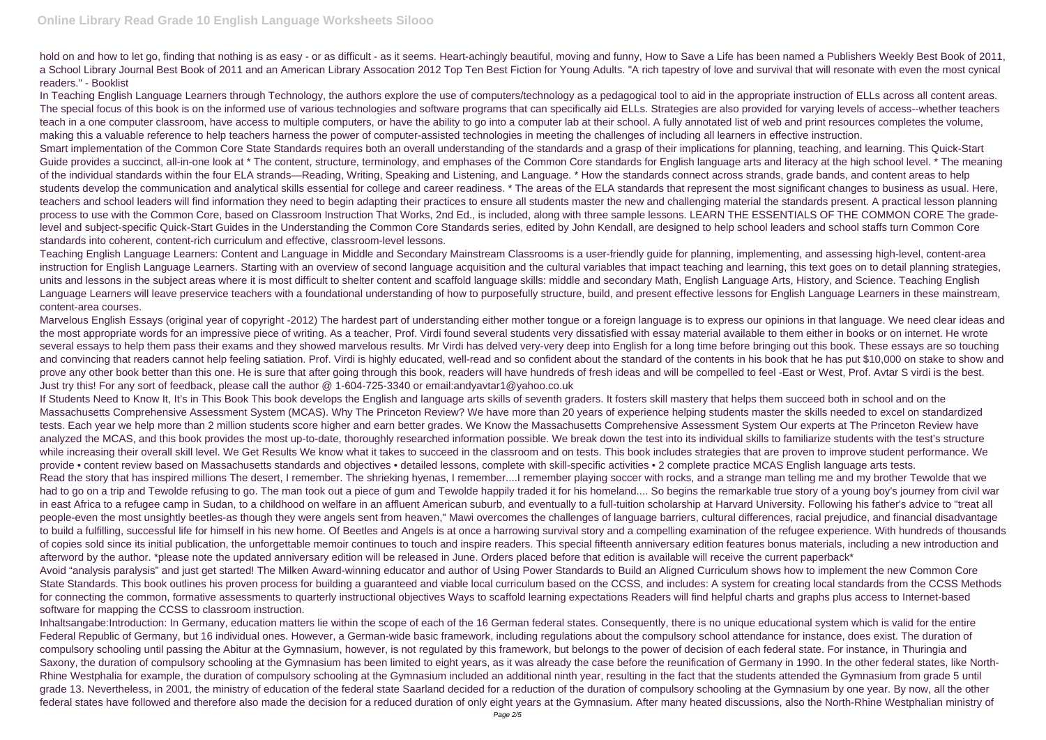hold on and how to let go, finding that nothing is as easy - or as difficult - as it seems. Heart-achingly beautiful, moving and funny, How to Save a Life has been named a Publishers Weekly Best Book of 2011, a School Library Journal Best Book of 2011 and an American Library Assocation 2012 Top Ten Best Fiction for Young Adults. "A rich tapestry of love and survival that will resonate with even the most cynical readers." - Booklist

In Teaching English Language Learners through Technology, the authors explore the use of computers/technology as a pedagogical tool to aid in the appropriate instruction of ELLs across all content areas. The special focus of this book is on the informed use of various technologies and software programs that can specifically aid ELLs. Strategies are also provided for varying levels of access--whether teachers teach in a one computer classroom, have access to multiple computers, or have the ability to go into a computer lab at their school. A fully annotated list of web and print resources completes the volume, making this a valuable reference to help teachers harness the power of computer-assisted technologies in meeting the challenges of including all learners in effective instruction.

Smart implementation of the Common Core State Standards requires both an overall understanding of the standards and a grasp of their implications for planning, teaching, and learning. This Quick-Start Guide provides a succinct, all-in-one look at * The content, structure, terminology, and emphases of the Common Core standards for English language arts and literacy at the high school level. * The meaning of the individual standards within the four ELA strands—Reading, Writing, Speaking and Listening, and Language. * How the standards connect across strands, grade bands, and content areas to help students develop the communication and analytical skills essential for college and career readiness. * The areas of the ELA standards that represent the most significant changes to business as usual. Here, teachers and school leaders will find information they need to begin adapting their practices to ensure all students master the new and challenging material the standards present. A practical lesson planning process to use with the Common Core, based on Classroom Instruction That Works, 2nd Ed., is included, along with three sample lessons. LEARN THE ESSENTIALS OF THE COMMON CORE The grade-level and subject-specific Quick-Start Guides in the Understanding the Common Core Standards series, edited by John Kendall, are designed to help school leaders and school staffs turn Common Core standards into coherent, content-rich curriculum and effective, classroom-level lessons.

Teaching English Language Learners: Content and Language in Middle and Secondary Mainstream Classrooms is a user-friendly guide for planning, implementing, and assessing high-level, content-area instruction for English Language Learners. Starting with an overview of second language acquisition and the cultural variables that impact teaching and learning, this text goes on to detail planning strategies, units and lessons in the subject areas where it is most difficult to shelter content and scaffold language skills: middle and secondary Math, English Language Arts, History, and Science. Teaching English Language Learners will leave preservice teachers with a foundational understanding of how to purposefully structure, build, and present effective lessons for English Language Learners in these mainstream, content-area courses.

Marvelous English Essays (original year of copyright -2012) The hardest part of understanding either mother tongue or a foreign language is to express our opinions in that language. We need clear ideas and the most appropriate words for an impressive piece of writing. As a teacher, Prof. Virdi found several students very dissatisfied with essay material available to them either in books or on internet. He wrote several essays to help them pass their exams and they showed marvelous results. Mr Virdi has delved very-very deep into English for a long time before bringing out this book. These essays are so touching and convincing that readers cannot help feeling satiation. Prof. Virdi is highly educated, well-read and so confident about the standard of the contents in his book that he has put $10,000 on stake to show and prove any other book better than this one. He is sure that after going through this book, readers will have hundreds of fresh ideas and will be compelled to feel -East or West, Prof. Avtar S virdi is the best. Just try this! For any sort of feedback, please call the author @ 1-604-725-3340 or email:andyavtar1@yahoo.co.uk

If Students Need to Know It, It's in This Book This book develops the English and language arts skills of seventh graders. It fosters skill mastery that helps them succeed both in school and on the Massachusetts Comprehensive Assessment System (MCAS). Why The Princeton Review? We have more than 20 years of experience helping students master the skills needed to excel on standardized tests. Each year we help more than 2 million students score higher and earn better grades. We Know the Massachusetts Comprehensive Assessment System Our experts at The Princeton Review have analyzed the MCAS, and this book provides the most up-to-date, thoroughly researched information possible. We break down the test into its individual skills to familiarize students with the test's structure while increasing their overall skill level. We Get Results We know what it takes to succeed in the classroom and on tests. This book includes strategies that are proven to improve student performance. We provide • content review based on Massachusetts standards and objectives • detailed lessons, complete with skill-specific activities • 2 complete practice MCAS English language arts tests.

Read the story that has inspired millions The desert, I remember. The shrieking hyenas, I remember....I remember playing soccer with rocks, and a strange man telling me and my brother Tewolde that we had to go on a trip and Tewolde refusing to go. The man took out a piece of gum and Tewolde happily traded it for his homeland.... So begins the remarkable true story of a young boy's journey from civil war in east Africa to a refugee camp in Sudan, to a childhood on welfare in an affluent American suburb, and eventually to a full-tuition scholarship at Harvard University. Following his father's advice to "treat all people-even the most unsightly beetles-as though they were angels sent from heaven," Mawi overcomes the challenges of language barriers, cultural differences, racial prejudice, and financial disadvantage to build a fulfilling, successful life for himself in his new home. Of Beetles and Angels is at once a harrowing survival story and a compelling examination of the refugee experience. With hundreds of thousands of copies sold since its initial publication, the unforgettable memoir continues to touch and inspire readers. This special fifteenth anniversary edition features bonus materials, including a new introduction and afterword by the author. *please note the updated anniversary edition will be released in June. Orders placed before that edition is available will receive the current paperback*

Avoid "analysis paralysis" and just get started! The Milken Award-winning educator and author of Using Power Standards to Build an Aligned Curriculum shows how to implement the new Common Core State Standards. This book outlines his proven process for building a guaranteed and viable local curriculum based on the CCSS, and includes: A system for creating local standards from the CCSS Methods for connecting the common, formative assessments to quarterly instructional objectives Ways to scaffold learning expectations Readers will find helpful charts and graphs plus access to Internet-based software for mapping the CCSS to classroom instruction.

Inhaltsangabe:Introduction: In Germany, education matters lie within the scope of each of the 16 German federal states. Consequently, there is no unique educational system which is valid for the entire Federal Republic of Germany, but 16 individual ones. However, a German-wide basic framework, including regulations about the compulsory school attendance for instance, does exist. The duration of compulsory schooling until passing the Abitur at the Gymnasium, however, is not regulated by this framework, but belongs to the power of decision of each federal state. For instance, in Thuringia and Saxony, the duration of compulsory schooling at the Gymnasium has been limited to eight years, as it was already the case before the reunification of Germany in 1990. In the other federal states, like North-Rhine Westphalia for example, the duration of compulsory schooling at the Gymnasium included an additional ninth year, resulting in the fact that the students attended the Gymnasium from grade 5 until grade 13. Nevertheless, in 2001, the ministry of education of the federal state Saarland decided for a reduction of the duration of compulsory schooling at the Gymnasium by one year. By now, all the other federal states have followed and therefore also made the decision for a reduced duration of only eight years at the Gymnasium. After many heated discussions, also the North-Rhine Westphalian ministry of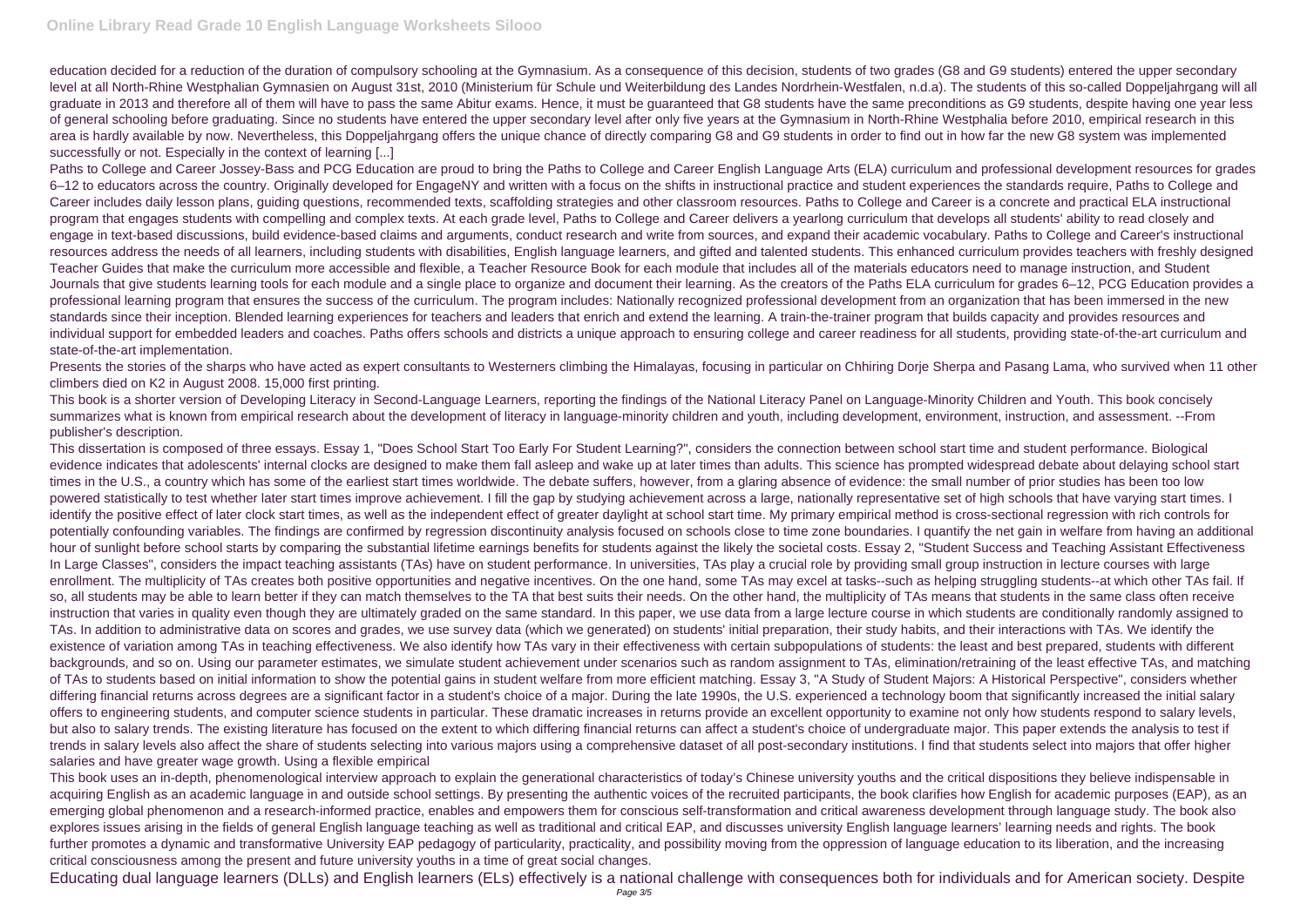education decided for a reduction of the duration of compulsory schooling at the Gymnasium. As a consequence of this decision, students of two grades (G8 and G9 students) entered the upper secondary level at all North-Rhine Westphalian Gymnasien on August 31st, 2010 (Ministerium für Schule und Weiterbildung des Landes Nordrhein-Westfalen, n.d.a). The students of this so-called Doppeljahrgang will all graduate in 2013 and therefore all of them will have to pass the same Abitur exams. Hence, it must be guaranteed that G8 students have the same preconditions as G9 students, despite having one year less of general schooling before graduating. Since no students have entered the upper secondary level after only five years at the Gymnasium in North-Rhine Westphalia before 2010, empirical research in this area is hardly available by now. Nevertheless, this Doppeljahrgang offers the unique chance of directly comparing G8 and G9 students in order to find out in how far the new G8 system was implemented successfully or not. Especially in the context of learning [...]

Paths to College and Career Jossey-Bass and PCG Education are proud to bring the Paths to College and Career English Language Arts (ELA) curriculum and professional development resources for grades 6–12 to educators across the country. Originally developed for EngageNY and written with a focus on the shifts in instructional practice and student experiences the standards require, Paths to College and Career includes daily lesson plans, guiding questions, recommended texts, scaffolding strategies and other classroom resources. Paths to College and Career is a concrete and practical ELA instructional program that engages students with compelling and complex texts. At each grade level, Paths to College and Career delivers a yearlong curriculum that develops all students' ability to read closely and engage in text-based discussions, build evidence-based claims and arguments, conduct research and write from sources, and expand their academic vocabulary. Paths to College and Career's instructional resources address the needs of all learners, including students with disabilities, English language learners, and gifted and talented students. This enhanced curriculum provides teachers with freshly designed Teacher Guides that make the curriculum more accessible and flexible, a Teacher Resource Book for each module that includes all of the materials educators need to manage instruction, and Student Journals that give students learning tools for each module and a single place to organize and document their learning. As the creators of the Paths ELA curriculum for grades 6–12, PCG Education provides a professional learning program that ensures the success of the curriculum. The program includes: Nationally recognized professional development from an organization that has been immersed in the new standards since their inception. Blended learning experiences for teachers and leaders that enrich and extend the learning. A train-the-trainer program that builds capacity and provides resources and individual support for embedded leaders and coaches. Paths offers schools and districts a unique approach to ensuring college and career readiness for all students, providing state-of-the-art curriculum and state-of-the-art implementation.

Presents the stories of the sharps who have acted as expert consultants to Westerners climbing the Himalayas, focusing in particular on Chhiring Dorje Sherpa and Pasang Lama, who survived when 11 other climbers died on K2 in August 2008. 15,000 first printing.

This book is a shorter version of Developing Literacy in Second-Language Learners, reporting the findings of the National Literacy Panel on Language-Minority Children and Youth. This book concisely summarizes what is known from empirical research about the development of literacy in language-minority children and youth, including development, environment, instruction, and assessment. --From publisher's description.

This dissertation is composed of three essays. Essay 1, "Does School Start Too Early For Student Learning?", considers the connection between school start time and student performance. Biological evidence indicates that adolescents' internal clocks are designed to make them fall asleep and wake up at later times than adults. This science has prompted widespread debate about delaying school start times in the U.S., a country which has some of the earliest start times worldwide. The debate suffers, however, from a glaring absence of evidence: the small number of prior studies has been too low powered statistically to test whether later start times improve achievement. I fill the gap by studying achievement across a large, nationally representative set of high schools that have varying start times. I identify the positive effect of later clock start times, as well as the independent effect of greater daylight at school start time. My primary empirical method is cross-sectional regression with rich controls for potentially confounding variables. The findings are confirmed by regression discontinuity analysis focused on schools close to time zone boundaries. I quantify the net gain in welfare from having an additional hour of sunlight before school starts by comparing the substantial lifetime earnings benefits for students against the likely the societal costs. Essay 2, "Student Success and Teaching Assistant Effectiveness In Large Classes", considers the impact teaching assistants (TAs) have on student performance. In universities, TAs play a crucial role by providing small group instruction in lecture courses with large enrollment. The multiplicity of TAs creates both positive opportunities and negative incentives. On the one hand, some TAs may excel at tasks--such as helping struggling students--at which other TAs fail. If so, all students may be able to learn better if they can match themselves to the TA that best suits their needs. On the other hand, the multiplicity of TAs means that students in the same class often receive instruction that varies in quality even though they are ultimately graded on the same standard. In this paper, we use data from a large lecture course in which students are conditionally randomly assigned to TAs. In addition to administrative data on scores and grades, we use survey data (which we generated) on students' initial preparation, their study habits, and their interactions with TAs. We identify the existence of variation among TAs in teaching effectiveness. We also identify how TAs vary in their effectiveness with certain subpopulations of students: the least and best prepared, students with different backgrounds, and so on. Using our parameter estimates, we simulate student achievement under scenarios such as random assignment to TAs, elimination/retraining of the least effective TAs, and matching of TAs to students based on initial information to show the potential gains in student welfare from more efficient matching. Essay 3, "A Study of Student Majors: A Historical Perspective", considers whether differing financial returns across degrees are a significant factor in a student's choice of a major. During the late 1990s, the U.S. experienced a technology boom that significantly increased the initial salary offers to engineering students, and computer science students in particular. These dramatic increases in returns provide an excellent opportunity to examine not only how students respond to salary levels, but also to salary trends. The existing literature has focused on the extent to which differing financial returns can affect a student's choice of undergraduate major. This paper extends the analysis to test if trends in salary levels also affect the share of students selecting into various majors using a comprehensive dataset of all post-secondary institutions. I find that students select into majors that offer higher salaries and have greater wage growth. Using a flexible empirical

This book uses an in-depth, phenomenological interview approach to explain the generational characteristics of today's Chinese university youths and the critical dispositions they believe indispensable in acquiring English as an academic language in and outside school settings. By presenting the authentic voices of the recruited participants, the book clarifies how English for academic purposes (EAP), as an emerging global phenomenon and a research-informed practice, enables and empowers them for conscious self-transformation and critical awareness development through language study. The book also explores issues arising in the fields of general English language teaching as well as traditional and critical EAP, and discusses university English language learners' learning needs and rights. The book further promotes a dynamic and transformative University EAP pedagogy of particularity, practicality, and possibility moving from the oppression of language education to its liberation, and the increasing critical consciousness among the present and future university youths in a time of great social changes.

Educating dual language learners (DLLs) and English learners (ELs) effectively is a national challenge with consequences both for individuals and for American society. Despite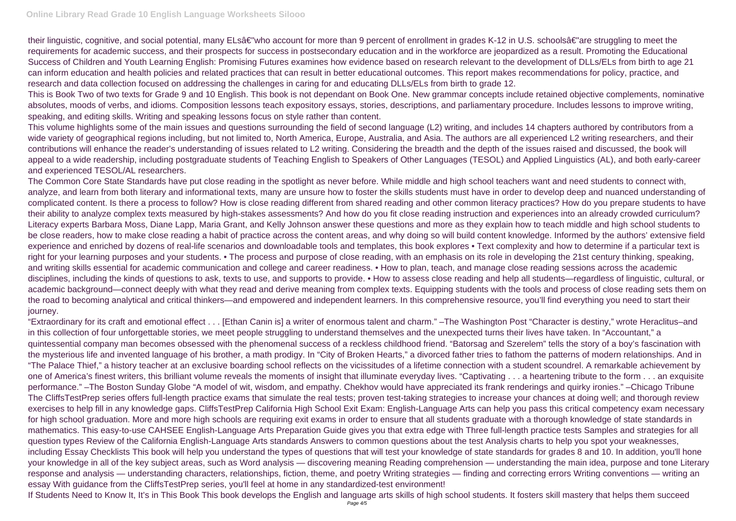their linguistic, cognitive, and social potential, many ELsâ€"who account for more than 9 percent of enrollment in grades K-12 in U.S. schoolsâ€"are struggling to meet the requirements for academic success, and their prospects for success in postsecondary education and in the workforce are jeopardized as a result. Promoting the Educational Success of Children and Youth Learning English: Promising Futures examines how evidence based on research relevant to the development of DLLs/ELs from birth to age 21 can inform education and health policies and related practices that can result in better educational outcomes. This report makes recommendations for policy, practice, and research and data collection focused on addressing the challenges in caring for and educating DLLs/ELs from birth to grade 12.

This is Book Two of two texts for Grade 9 and 10 English. This book is not dependant on Book One. New grammar concepts include retained objective complements, nominative absolutes, moods of verbs, and idioms. Composition lessons teach expository essays, stories, descriptions, and parliamentary procedure. Includes lessons to improve writing, speaking, and editing skills. Writing and speaking lessons focus on style rather than content.

This volume highlights some of the main issues and questions surrounding the field of second language (L2) writing, and includes 14 chapters authored by contributors from a wide variety of geographical regions including, but not limited to, North America, Europe, Australia, and Asia. The authors are all experienced L2 writing researchers, and their contributions will enhance the reader's understanding of issues related to L2 writing. Considering the breadth and the depth of the issues raised and discussed, the book will appeal to a wide readership, including postgraduate students of Teaching English to Speakers of Other Languages (TESOL) and Applied Linguistics (AL), and both early-career and experienced TESOL/AL researchers.

The Common Core State Standards have put close reading in the spotlight as never before. While middle and high school teachers want and need students to connect with, analyze, and learn from both literary and informational texts, many are unsure how to foster the skills students must have in order to develop deep and nuanced understanding of complicated content. Is there a process to follow? How is close reading different from shared reading and other common literacy practices? How do you prepare students to have their ability to analyze complex texts measured by high-stakes assessments? And how do you fit close reading instruction and experiences into an already crowded curriculum? Literacy experts Barbara Moss, Diane Lapp, Maria Grant, and Kelly Johnson answer these questions and more as they explain how to teach middle and high school students to be close readers, how to make close reading a habit of practice across the content areas, and why doing so will build content knowledge. Informed by the authors' extensive field experience and enriched by dozens of real-life scenarios and downloadable tools and templates, this book explores • Text complexity and how to determine if a particular text is right for your learning purposes and your students. • The process and purpose of close reading, with an emphasis on its role in developing the 21st century thinking, speaking, and writing skills essential for academic communication and college and career readiness. • How to plan, teach, and manage close reading sessions across the academic disciplines, including the kinds of questions to ask, texts to use, and supports to provide. • How to assess close reading and help all students—regardless of linguistic, cultural, or academic background—connect deeply with what they read and derive meaning from complex texts. Equipping students with the tools and process of close reading sets them on the road to becoming analytical and critical thinkers—and empowered and independent learners. In this comprehensive resource, you'll find everything you need to start their journey.

"Extraordinary for its craft and emotional effect . . . [Ethan Canin is] a writer of enormous talent and charm." –The Washington Post "Character is destiny," wrote Heraclitus–and in this collection of four unforgettable stories, we meet people struggling to understand themselves and the unexpected turns their lives have taken. In "Accountant," a quintessential company man becomes obsessed with the phenomenal success of a reckless childhood friend. "Batorsag and Szerelem" tells the story of a boy's fascination with the mysterious life and invented language of his brother, a math prodigy. In "City of Broken Hearts," a divorced father tries to fathom the patterns of modern relationships. And in "The Palace Thief," a history teacher at an exclusive boarding school reflects on the vicissitudes of a lifetime connection with a student scoundrel. A remarkable achievement by one of America's finest writers, this brilliant volume reveals the moments of insight that illuminate everyday lives. "Captivating . . . a heartening tribute to the form . . . an exquisite performance." –The Boston Sunday Globe "A model of wit, wisdom, and empathy. Chekhov would have appreciated its frank renderings and quirky ironies." –Chicago Tribune
The CliffsTestPrep series offers full-length practice exams that simulate the real tests; proven test-taking strategies to increase your chances at doing well; and thorough review exercises to help fill in any knowledge gaps. CliffsTestPrep California High School Exit Exam: English-Language Arts can help you pass this critical competency exam necessary for high school graduation. More and more high schools are requiring exit exams in order to ensure that all students graduate with a thorough knowledge of state standards in mathematics. This easy-to-use CAHSEE English-Language Arts Preparation Guide gives you that extra edge with Three full-length practice tests Samples and strategies for all question types Review of the California English-Language Arts standards Answers to common questions about the test Analysis charts to help you spot your weaknesses, including Essay Checklists This book will help you understand the types of questions that will test your knowledge of state standards for grades 8 and 10. In addition, you'll hone your knowledge in all of the key subject areas, such as Word analysis — discovering meaning Reading comprehension — understanding the main idea, purpose and tone Literary response and analysis — understanding characters, relationships, fiction, theme, and poetry Writing strategies — finding and correcting errors Writing conventions — writing an essay With guidance from the CliffsTestPrep series, you'll feel at home in any standardized-test environment!

If Students Need to Know It, It's in This Book This book develops the English and language arts skills of high school students. It fosters skill mastery that helps them succeed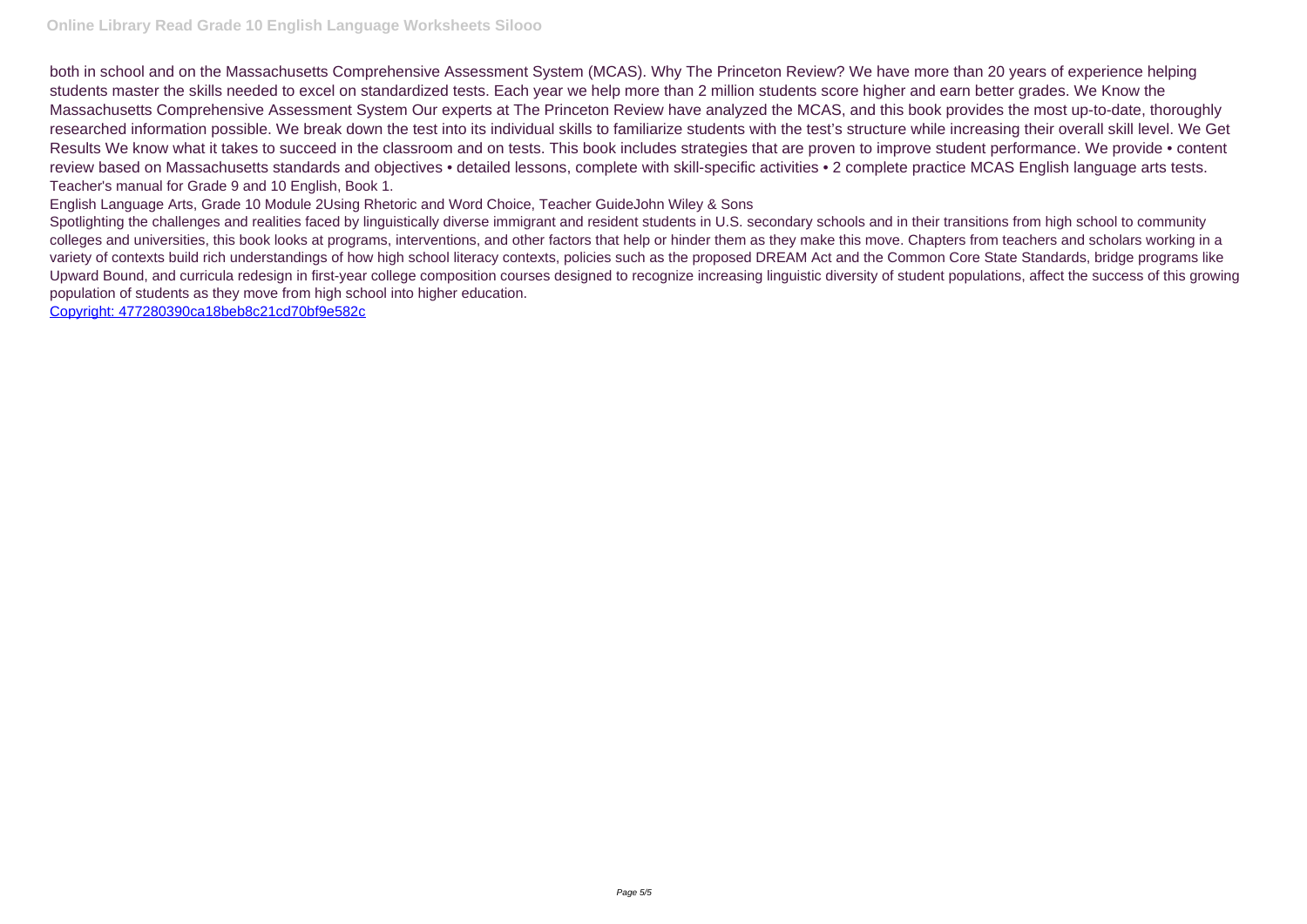both in school and on the Massachusetts Comprehensive Assessment System (MCAS). Why The Princeton Review? We have more than 20 years of experience helping students master the skills needed to excel on standardized tests. Each year we help more than 2 million students score higher and earn better grades. We Know the Massachusetts Comprehensive Assessment System Our experts at The Princeton Review have analyzed the MCAS, and this book provides the most up-to-date, thoroughly researched information possible. We break down the test into its individual skills to familiarize students with the test's structure while increasing their overall skill level. We Get Results We know what it takes to succeed in the classroom and on tests. This book includes strategies that are proven to improve student performance. We provide • content review based on Massachusetts standards and objectives • detailed lessons, complete with skill-specific activities • 2 complete practice MCAS English language arts tests.

Teacher's manual for Grade 9 and 10 English, Book 1.

English Language Arts, Grade 10 Module 2Using Rhetoric and Word Choice, Teacher GuideJohn Wiley & Sons

Spotlighting the challenges and realities faced by linguistically diverse immigrant and resident students in U.S. secondary schools and in their transitions from high school to community colleges and universities, this book looks at programs, interventions, and other factors that help or hinder them as they make this move. Chapters from teachers and scholars working in a variety of contexts build rich understandings of how high school literacy contexts, policies such as the proposed DREAM Act and the Common Core State Standards, bridge programs like Upward Bound, and curricula redesign in first-year college composition courses designed to recognize increasing linguistic diversity of student populations, affect the success of this growing population of students as they move from high school into higher education.

Copyright: 477280390ca18beb8c21cd70bf9e582c